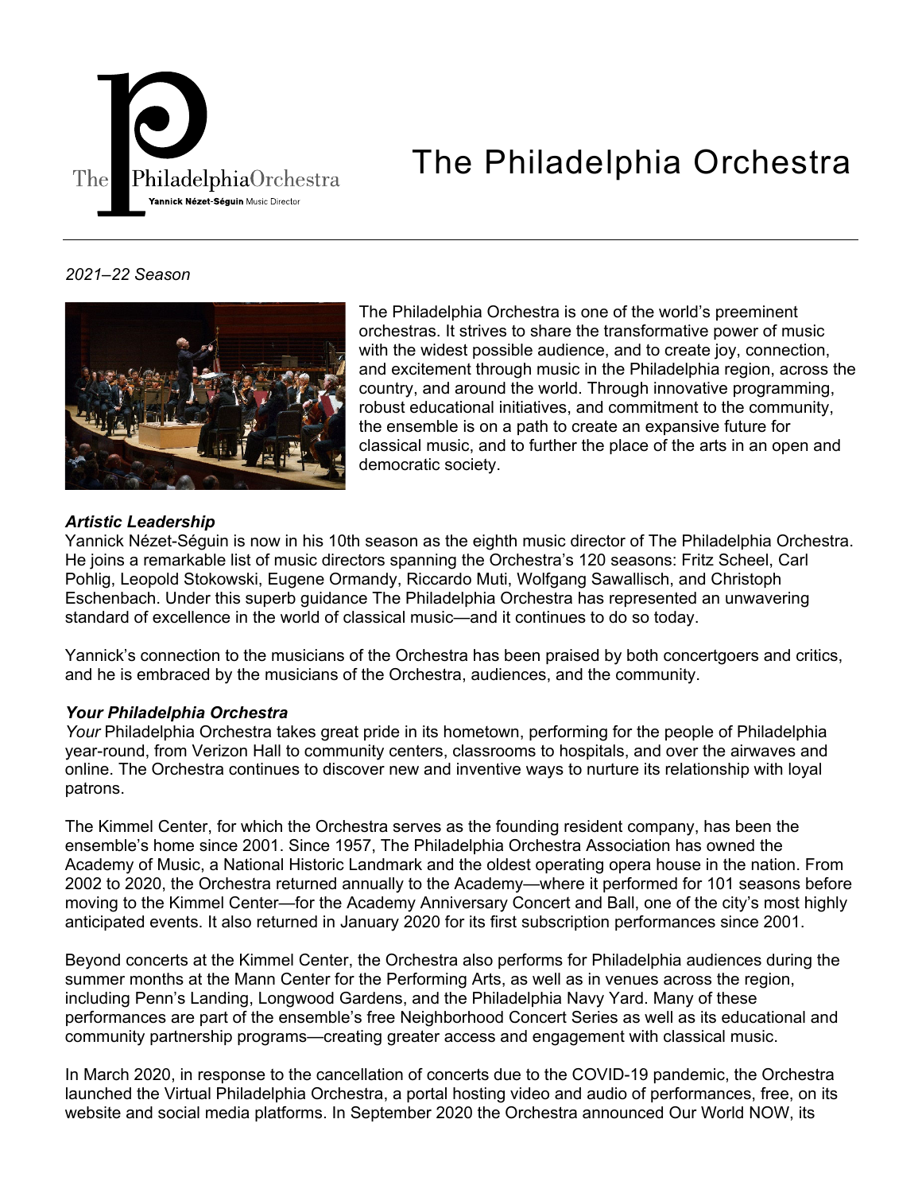# The Philadelphia Orchestra

*2021–22 Season*

The Philadelphia Orchestra is one of the world's preeminent orchestras. It strives to share the transformative power of music with the widest possible audience, and to create joy, connection, and excitement through music in the Philadelphia region, across the country, and around the world. Through innovative programming, robust educational initiatives, and commitment to the community, the ensemble is on a path to create an expansive future for classical music, and to further the place of the arts in an open and democratic society.

***Artistic Leadership***

Yannick Nézet-Séguin is now in his 10th season as the eighth music director of The Philadelphia Orchestra. He joins a remarkable list of music directors spanning the Orchestra's 120 seasons: Fritz Scheel, Carl Pohlig, Leopold Stokowski, Eugene Ormandy, Riccardo Muti, Wolfgang Sawallisch, and Christoph Eschenbach. Under this superb guidance The Philadelphia Orchestra has represented an unwavering standard of excellence in the world of classical music—and it continues to do so today.

Yannick's connection to the musicians of the Orchestra has been praised by both concertgoers and critics, and he is embraced by the musicians of the Orchestra, audiences, and the community.

***Your Philadelphia Orchestra***

*Your* Philadelphia Orchestra takes great pride in its hometown, performing for the people of Philadelphia year-round, from Verizon Hall to community centers, classrooms to hospitals, and over the airwaves and online. The Orchestra continues to discover new and inventive ways to nurture its relationship with loyal patrons.

The Kimmel Center, for which the Orchestra serves as the founding resident company, has been the ensemble's home since 2001. Since 1957, The Philadelphia Orchestra Association has owned the Academy of Music, a National Historic Landmark and the oldest operating opera house in the nation. From 2002 to 2020, the Orchestra returned annually to the Academy—where it performed for 101 seasons before moving to the Kimmel Center—for the Academy Anniversary Concert and Ball, one of the city's most highly anticipated events. It also returned in January 2020 for its first subscription performances since 2001.

Beyond concerts at the Kimmel Center, the Orchestra also performs for Philadelphia audiences during the summer months at the Mann Center for the Performing Arts, as well as in venues across the region, including Penn's Landing, Longwood Gardens, and the Philadelphia Navy Yard. Many of these performances are part of the ensemble's free Neighborhood Concert Series as well as its educational and community partnership programs—creating greater access and engagement with classical music.

In March 2020, in response to the cancellation of concerts due to the COVID-19 pandemic, the Orchestra launched the Virtual Philadelphia Orchestra, a portal hosting video and audio of performances, free, on its website and social media platforms. In September 2020 the Orchestra announced Our World NOW, its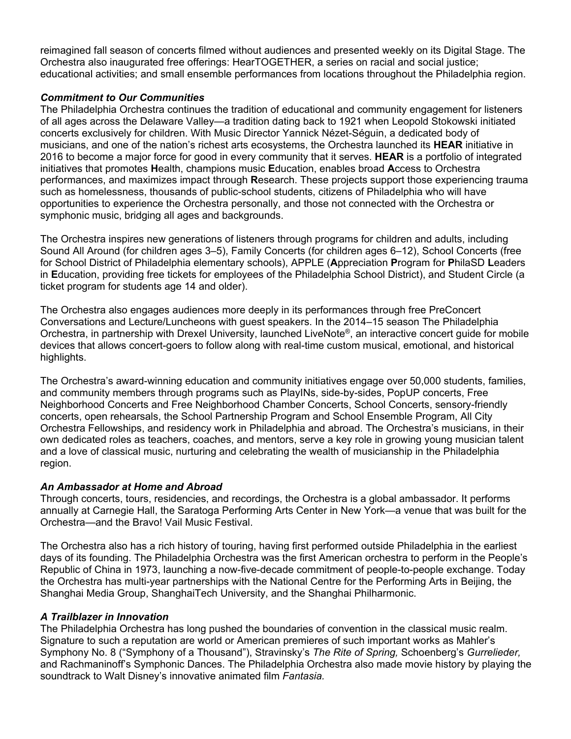reimagined fall season of concerts filmed without audiences and presented weekly on its Digital Stage. The Orchestra also inaugurated free offerings: HearTOGETHER, a series on racial and social justice; educational activities; and small ensemble performances from locations throughout the Philadelphia region.

### *Commitment to Our Communities*

The Philadelphia Orchestra continues the tradition of educational and community engagement for listeners of all ages across the Delaware Valley—a tradition dating back to 1921 when Leopold Stokowski initiated concerts exclusively for children. With Music Director Yannick Nézet-Séguin, a dedicated body of musicians, and one of the nation's richest arts ecosystems, the Orchestra launched its **HEAR** initiative in 2016 to become a major force for good in every community that it serves. **HEAR** is a portfolio of integrated initiatives that promotes **H**ealth, champions music **E**ducation, enables broad **A**ccess to Orchestra performances, and maximizes impact through **R**esearch. These projects support those experiencing trauma such as homelessness, thousands of public-school students, citizens of Philadelphia who will have opportunities to experience the Orchestra personally, and those not connected with the Orchestra or symphonic music, bridging all ages and backgrounds.

The Orchestra inspires new generations of listeners through programs for children and adults, including Sound All Around (for children ages 3–5), Family Concerts (for children ages 6–12), School Concerts (free for School District of Philadelphia elementary schools), APPLE (**A**ppreciation **P**rogram for **P**hilaSD **L**eaders in **E**ducation, providing free tickets for employees of the Philadelphia School District), and Student Circle (a ticket program for students age 14 and older).

The Orchestra also engages audiences more deeply in its performances through free PreConcert Conversations and Lecture/Luncheons with guest speakers. In the 2014–15 season The Philadelphia Orchestra, in partnership with Drexel University, launched LiveNote®, an interactive concert guide for mobile devices that allows concert-goers to follow along with real-time custom musical, emotional, and historical highlights.

The Orchestra's award-winning education and community initiatives engage over 50,000 students, families, and community members through programs such as PlayINs, side-by-sides, PopUP concerts, Free Neighborhood Concerts and Free Neighborhood Chamber Concerts, School Concerts, sensory-friendly concerts, open rehearsals, the School Partnership Program and School Ensemble Program, All City Orchestra Fellowships, and residency work in Philadelphia and abroad. The Orchestra's musicians, in their own dedicated roles as teachers, coaches, and mentors, serve a key role in growing young musician talent and a love of classical music, nurturing and celebrating the wealth of musicianship in the Philadelphia region.

### *An Ambassador at Home and Abroad*

Through concerts, tours, residencies, and recordings, the Orchestra is a global ambassador. It performs annually at Carnegie Hall, the Saratoga Performing Arts Center in New York—a venue that was built for the Orchestra—and the Bravo! Vail Music Festival.

The Orchestra also has a rich history of touring, having first performed outside Philadelphia in the earliest days of its founding. The Philadelphia Orchestra was the first American orchestra to perform in the People's Republic of China in 1973, launching a now-five-decade commitment of people-to-people exchange. Today the Orchestra has multi-year partnerships with the National Centre for the Performing Arts in Beijing, the Shanghai Media Group, ShanghaiTech University, and the Shanghai Philharmonic.

### *A Trailblazer in Innovation*

The Philadelphia Orchestra has long pushed the boundaries of convention in the classical music realm. Signature to such a reputation are world or American premieres of such important works as Mahler's Symphony No. 8 ("Symphony of a Thousand"), Stravinsky's *The Rite of Spring,* Schoenberg's *Gurrelieder,* and Rachmaninoff's Symphonic Dances. The Philadelphia Orchestra also made movie history by playing the soundtrack to Walt Disney's innovative animated film *Fantasia.*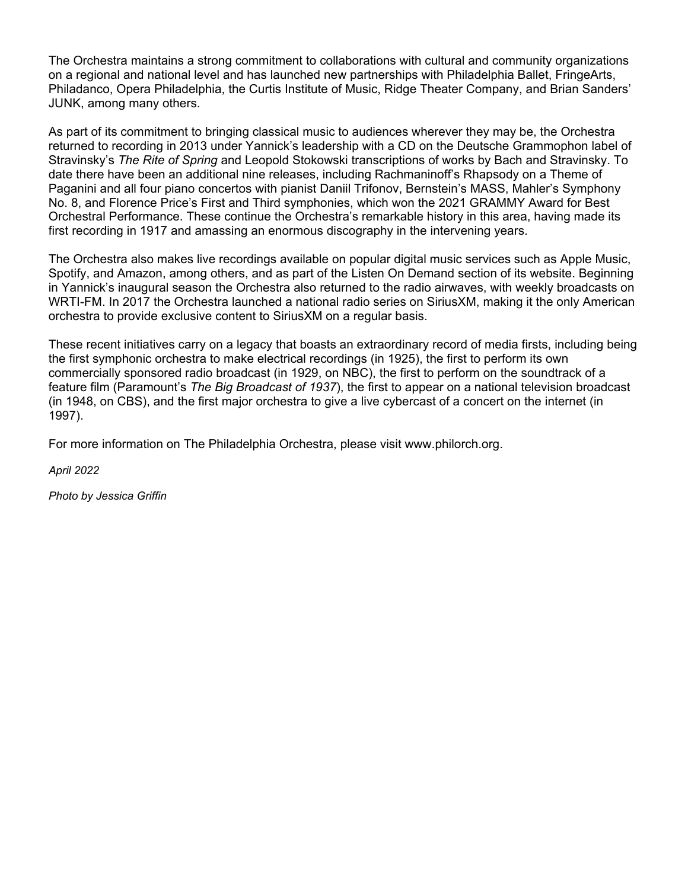The Orchestra maintains a strong commitment to collaborations with cultural and community organizations on a regional and national level and has launched new partnerships with Philadelphia Ballet, FringeArts, Philadanco, Opera Philadelphia, the Curtis Institute of Music, Ridge Theater Company, and Brian Sanders' JUNK, among many others.

As part of its commitment to bringing classical music to audiences wherever they may be, the Orchestra returned to recording in 2013 under Yannick's leadership with a CD on the Deutsche Grammophon label of Stravinsky's *The Rite of Spring* and Leopold Stokowski transcriptions of works by Bach and Stravinsky. To date there have been an additional nine releases, including Rachmaninoff's Rhapsody on a Theme of Paganini and all four piano concertos with pianist Daniil Trifonov, Bernstein's MASS, Mahler's Symphony No. 8, and Florence Price's First and Third symphonies, which won the 2021 GRAMMY Award for Best Orchestral Performance. These continue the Orchestra's remarkable history in this area, having made its first recording in 1917 and amassing an enormous discography in the intervening years.

The Orchestra also makes live recordings available on popular digital music services such as Apple Music, Spotify, and Amazon, among others, and as part of the Listen On Demand section of its website. Beginning in Yannick's inaugural season the Orchestra also returned to the radio airwaves, with weekly broadcasts on WRTI-FM. In 2017 the Orchestra launched a national radio series on SiriusXM, making it the only American orchestra to provide exclusive content to SiriusXM on a regular basis.

These recent initiatives carry on a legacy that boasts an extraordinary record of media firsts, including being the first symphonic orchestra to make electrical recordings (in 1925), the first to perform its own commercially sponsored radio broadcast (in 1929, on NBC), the first to perform on the soundtrack of a feature film (Paramount's *The Big Broadcast of 1937*), the first to appear on a national television broadcast (in 1948, on CBS), and the first major orchestra to give a live cybercast of a concert on the internet (in 1997).

For more information on The Philadelphia Orchestra, please visit www.philorch.org.

*April 2022*

*Photo by Jessica Griffin*